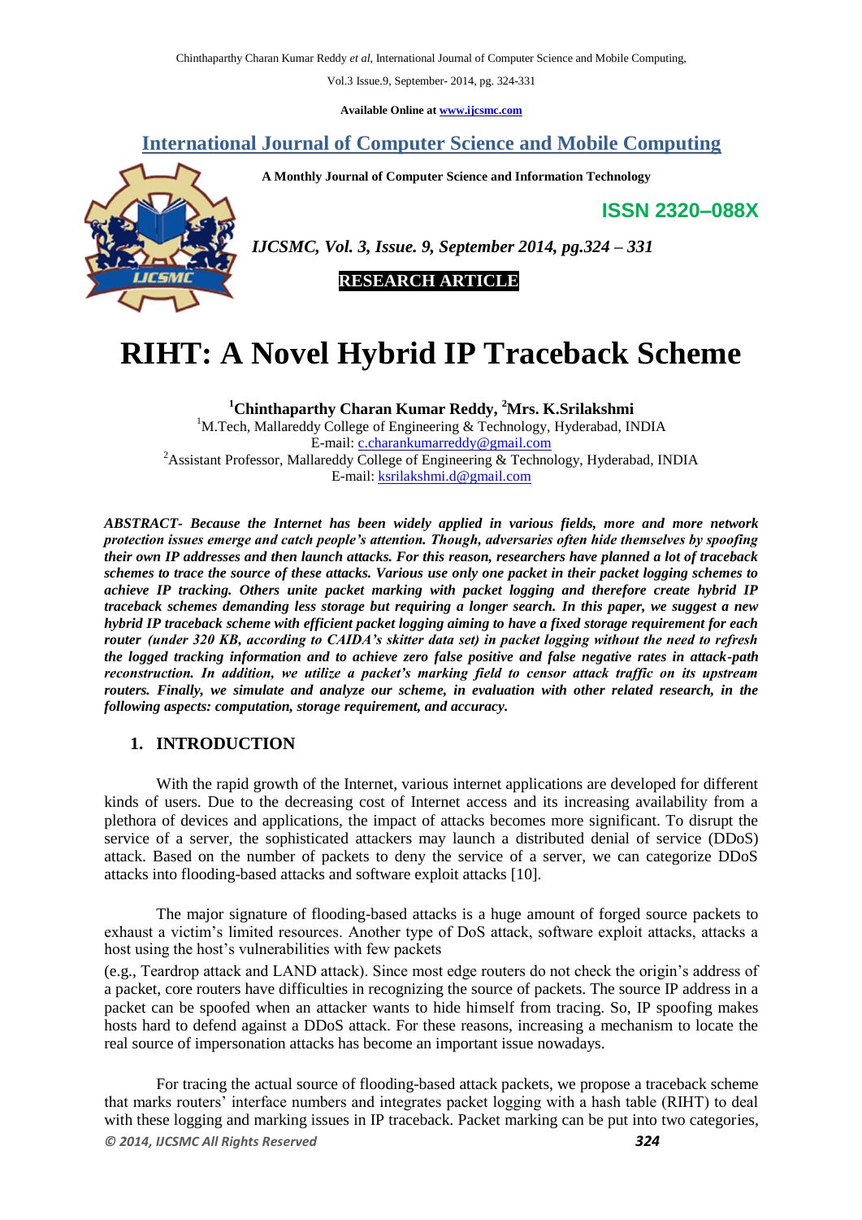# RIHT: A Novel Hybrid IP Traceback Scheme

**[1]Chinthaparthy Charan Kumar Reddy, [2]Mrs. K.Srilakshmi**

[1]M.Tech, Mallareddy College of Engineering & Technology, Hyderabad, INDIA
E-mail: c.charankumarreddy@gmail.com

[2]Assistant Professor, Mallareddy College of Engineering & Technology, Hyderabad, INDIA
E-mail: ksrilakshmi.d@gmail.com

***ABSTRACT- Because the Internet has been widely applied in various fields, more and more network protection issues emerge and catch people's attention. Though, adversaries often hide themselves by spoofing their own IP addresses and then launch attacks. For this reason, researchers have planned a lot of traceback schemes to trace the source of these attacks. Various use only one packet in their packet logging schemes to achieve IP tracking. Others unite packet marking with packet logging and therefore create hybrid IP traceback schemes demanding less storage but requiring a longer search. In this paper, we suggest a new hybrid IP traceback scheme with efficient packet logging aiming to have a fixed storage requirement for each router (under 320 KB, according to CAIDA's skitter data set) in packet logging without the need to refresh the logged tracking information and to achieve zero false positive and false negative rates in attack-path reconstruction. In addition, we utilize a packet's marking field to censor attack traffic on its upstream routers. Finally, we simulate and analyze our scheme, in evaluation with other related research, in the following aspects: computation, storage requirement, and accuracy.***

## 1. INTRODUCTION

With the rapid growth of the Internet, various internet applications are developed for different kinds of users. Due to the decreasing cost of Internet access and its increasing availability from a plethora of devices and applications, the impact of attacks becomes more significant. To disrupt the service of a server, the sophisticated attackers may launch a distributed denial of service (DDoS) attack. Based on the number of packets to deny the service of a server, we can categorize DDoS attacks into flooding-based attacks and software exploit attacks [10].

The major signature of flooding-based attacks is a huge amount of forged source packets to exhaust a victim's limited resources. Another type of DoS attack, software exploit attacks, attacks a host using the host's vulnerabilities with few packets (e.g., Teardrop attack and LAND attack). Since most edge routers do not check the origin's address of a packet, core routers have difficulties in recognizing the source of packets. The source IP address in a packet can be spoofed when an attacker wants to hide himself from tracing. So, IP spoofing makes hosts hard to defend against a DDoS attack. For these reasons, increasing a mechanism to locate the real source of impersonation attacks has become an important issue nowadays.

For tracing the actual source of flooding-based attack packets, we propose a traceback scheme that marks routers' interface numbers and integrates packet logging with a hash table (RIHT) to deal with these logging and marking issues in IP traceback. Packet marking can be put into two categories,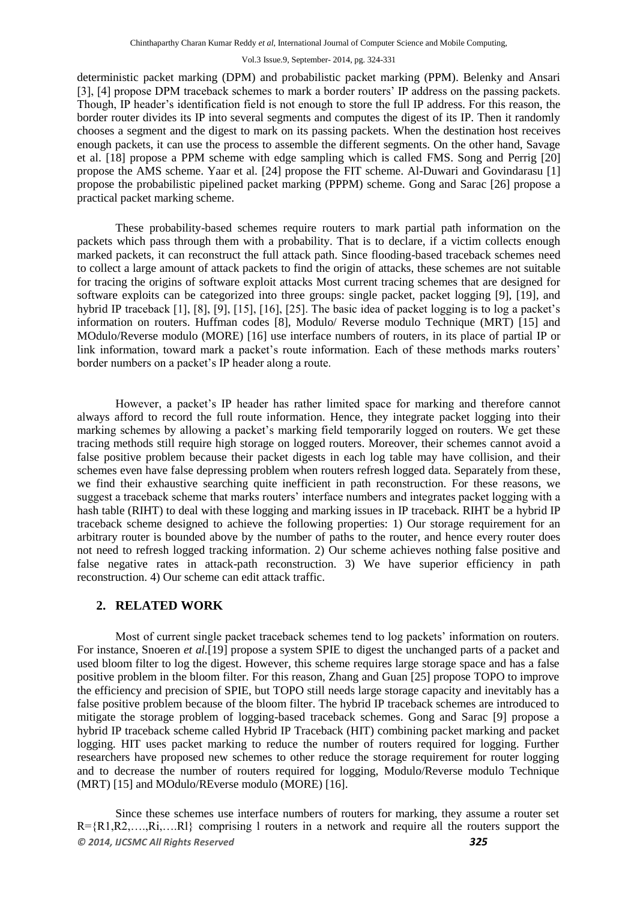deterministic packet marking (DPM) and probabilistic packet marking (PPM). Belenky and Ansari [3], [4] propose DPM traceback schemes to mark a border routers' IP address on the passing packets. Though, IP header's identification field is not enough to store the full IP address. For this reason, the border router divides its IP into several segments and computes the digest of its IP. Then it randomly chooses a segment and the digest to mark on its passing packets. When the destination host receives enough packets, it can use the process to assemble the different segments. On the other hand, Savage et al. [18] propose a PPM scheme with edge sampling which is called FMS. Song and Perrig [20] propose the AMS scheme. Yaar et al. [24] propose the FIT scheme. Al-Duwari and Govindarasu [1] propose the probabilistic pipelined packet marking (PPPM) scheme. Gong and Sarac [26] propose a practical packet marking scheme.

These probability-based schemes require routers to mark partial path information on the packets which pass through them with a probability. That is to declare, if a victim collects enough marked packets, it can reconstruct the full attack path. Since flooding-based traceback schemes need to collect a large amount of attack packets to find the origin of attacks, these schemes are not suitable for tracing the origins of software exploit attacks Most current tracing schemes that are designed for software exploits can be categorized into three groups: single packet, packet logging [9], [19], and hybrid IP traceback [1], [8], [9], [15], [16], [25]. The basic idea of packet logging is to log a packet's information on routers. Huffman codes [8], Modulo/ Reverse modulo Technique (MRT) [15] and MOdulo/Reverse modulo (MORE) [16] use interface numbers of routers, in its place of partial IP or link information, toward mark a packet's route information. Each of these methods marks routers' border numbers on a packet's IP header along a route.

However, a packet's IP header has rather limited space for marking and therefore cannot always afford to record the full route information. Hence, they integrate packet logging into their marking schemes by allowing a packet's marking field temporarily logged on routers. We get these tracing methods still require high storage on logged routers. Moreover, their schemes cannot avoid a false positive problem because their packet digests in each log table may have collision, and their schemes even have false depressing problem when routers refresh logged data. Separately from these, we find their exhaustive searching quite inefficient in path reconstruction. For these reasons, we suggest a traceback scheme that marks routers' interface numbers and integrates packet logging with a hash table (RIHT) to deal with these logging and marking issues in IP traceback. RIHT be a hybrid IP traceback scheme designed to achieve the following properties: 1) Our storage requirement for an arbitrary router is bounded above by the number of paths to the router, and hence every router does not need to refresh logged tracking information. 2) Our scheme achieves nothing false positive and false negative rates in attack-path reconstruction. 3) We have superior efficiency in path reconstruction. 4) Our scheme can edit attack traffic.

## 2. RELATED WORK

Most of current single packet traceback schemes tend to log packets' information on routers. For instance, Snoeren *et al.*[19] propose a system SPIE to digest the unchanged parts of a packet and used bloom filter to log the digest. However, this scheme requires large storage space and has a false positive problem in the bloom filter. For this reason, Zhang and Guan [25] propose TOPO to improve the efficiency and precision of SPIE, but TOPO still needs large storage capacity and inevitably has a false positive problem because of the bloom filter. The hybrid IP traceback schemes are introduced to mitigate the storage problem of logging-based traceback schemes. Gong and Sarac [9] propose a hybrid IP traceback scheme called Hybrid IP Traceback (HIT) combining packet marking and packet logging. HIT uses packet marking to reduce the number of routers required for logging. Further researchers have proposed new schemes to other reduce the storage requirement for router logging and to decrease the number of routers required for logging, Modulo/Reverse modulo Technique (MRT) [15] and MOdulo/REverse modulo (MORE) [16].

Since these schemes use interface numbers of routers for marking, they assume a router set $R=\{R1,R2,\ldots.,Ri,\ldots.Rl\}$ comprising l routers in a network and require all the routers support the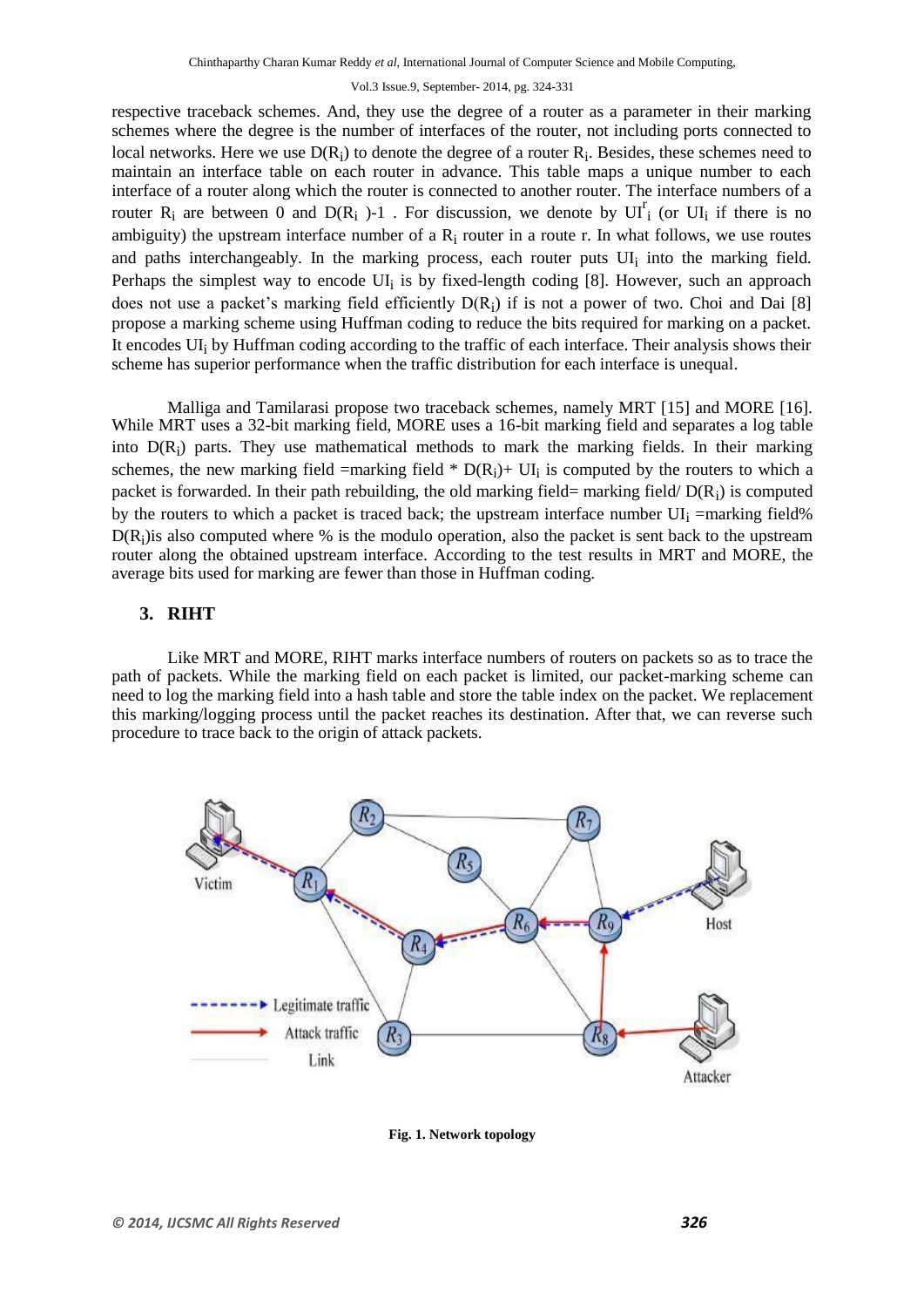respective traceback schemes. And, they use the degree of a router as a parameter in their marking schemes where the degree is the number of interfaces of the router, not including ports connected to local networks. Here we use $D(R_i)$ to denote the degree of a router $R_i$. Besides, these schemes need to maintain an interface table on each router in advance. This table maps a unique number to each interface of a router along which the router is connected to another router. The interface numbers of a router $R_i$ are between 0 and $D(R_i)$-1 . For discussion, we denote by $UI^r_i$ (or $UI_i$ if there is no ambiguity) the upstream interface number of a $R_i$ router in a route r. In what follows, we use routes and paths interchangeably. In the marking process, each router puts $UI_i$ into the marking field. Perhaps the simplest way to encode $UI_i$ is by fixed-length coding [8]. However, such an approach does not use a packet's marking field efficiently $D(R_i)$ if is not a power of two. Choi and Dai [8] propose a marking scheme using Huffman coding to reduce the bits required for marking on a packet. It encodes $UI_i$ by Huffman coding according to the traffic of each interface. Their analysis shows their scheme has superior performance when the traffic distribution for each interface is unequal.

Malliga and Tamilarasi propose two traceback schemes, namely MRT [15] and MORE [16]. While MRT uses a 32-bit marking field, MORE uses a 16-bit marking field and separates a log table into $D(R_i)$ parts. They use mathematical methods to mark the marking fields. In their marking schemes, the new marking field =marking field * $D(R_i)$+ $UI_i$ is computed by the routers to which a packet is forwarded. In their path rebuilding, the old marking field= marking field/ $D(R_i)$ is computed by the routers to which a packet is traced back; the upstream interface number $UI_i$ =marking field% $D(R_i)$is also computed where % is the modulo operation, also the packet is sent back to the upstream router along the obtained upstream interface. According to the test results in MRT and MORE, the average bits used for marking are fewer than those in Huffman coding.

## 3. RIHT

Like MRT and MORE, RIHT marks interface numbers of routers on packets so as to trace the path of packets. While the marking field on each packet is limited, our packet-marking scheme can need to log the marking field into a hash table and store the table index on the packet. We replacement this marking/logging process until the packet reaches its destination. After that, we can reverse such procedure to trace back to the origin of attack packets.

**Fig. 1. Network topology**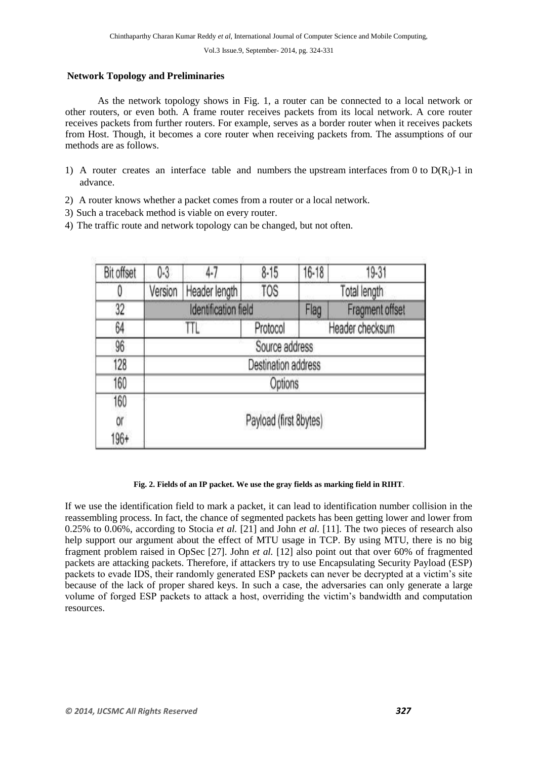**Network Topology and Preliminaries**

As the network topology shows in Fig. 1, a router can be connected to a local network or other routers, or even both. A frame router receives packets from its local network. A core router receives packets from further routers. For example, serves as a border router when it receives packets from Host. Though, it becomes a core router when receiving packets from. The assumptions of our methods are as follows.

1) A router creates an interface table and numbers the upstream interfaces from 0 to $D(R_i)$-1 in advance.
2) A router knows whether a packet comes from a router or a local network.
3) Such a traceback method is viable on every router.
4) The traffic route and network topology can be changed, but not often.

| Bit offset | 0-3 | 4-7 | 8-15 | 16-18 | 19-31 |
|---|---|---|---|---|---|
| 0 | Version | Header length | TOS | Total length | |
| 32 | Identification field | | | Flag | Fragment offset |
| 64 | TTL | | Protocol | Header checksum | |
| 96 | Source address | | | | |
| 128 | Destination address | | | | |
| 160 | Options | | | | |
| 160 or 196+ | Payload (first 8bytes) | | | | |

**Fig. 2. Fields of an IP packet. We use the gray fields as marking field in RIHT**.

If we use the identification field to mark a packet, it can lead to identification number collision in the reassembling process. In fact, the chance of segmented packets has been getting lower and lower from 0.25% to 0.06%, according to Stocia *et al.* [21] and John *et al.* [11]. The two pieces of research also help support our argument about the effect of MTU usage in TCP. By using MTU, there is no big fragment problem raised in OpSec [27]. John *et al.* [12] also point out that over 60% of fragmented packets are attacking packets. Therefore, if attackers try to use Encapsulating Security Payload (ESP) packets to evade IDS, their randomly generated ESP packets can never be decrypted at a victim's site because of the lack of proper shared keys. In such a case, the adversaries can only generate a large volume of forged ESP packets to attack a host, overriding the victim's bandwidth and computation resources.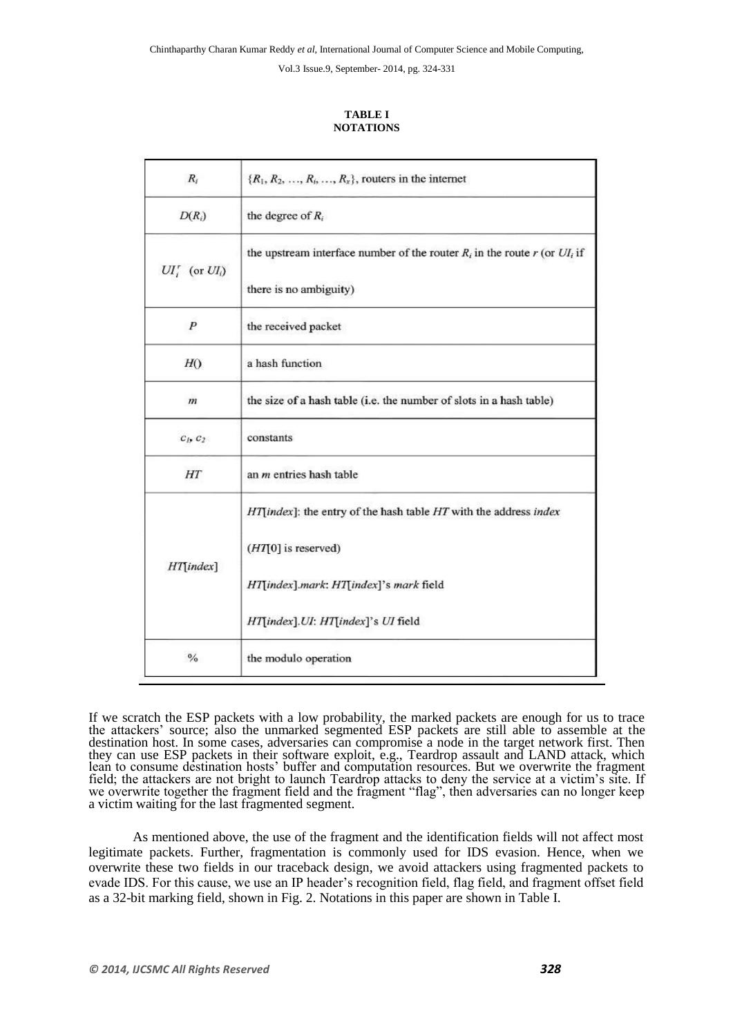**TABLE I**
**NOTATIONS**

| | |
|---|---|
| $R_i$ | $\{R_1, R_2, \ldots, R_i, \ldots, R_x\}$, routers in the internet |
| $D(R_i)$ | the degree of $R_i$ |
| $UI_i^r$ (or $UI_i$) | the upstream interface number of the router $R_i$ in the route $r$ (or $UI_i$ if there is no ambiguity) |
| $P$ | the received packet |
| $H()$ | a hash function |
| $m$ | the size of a hash table (i.e. the number of slots in a hash table) |
| $c_1, c_2$ | constants |
| $HT$ | an $m$ entries hash table |
| $HT[index]$ | $HT[index]$: the entry of the hash table $HT$ with the address *index* <br> ($HT[0]$ is reserved) <br> $HT[index].mark$: $HT[index]$'s *mark* field <br> $HT[index].UI$: $HT[index]$'s $UI$ field |
| % | the modulo operation |

If we scratch the ESP packets with a low probability, the marked packets are enough for us to trace the attackers' source; also the unmarked segmented ESP packets are still able to assemble at the destination host. In some cases, adversaries can compromise a node in the target network first. Then they can use ESP packets in their software exploit, e.g., Teardrop assault and LAND attack, which lean to consume destination hosts' buffer and computation resources. But we overwrite the fragment field; the attackers are not bright to launch Teardrop attacks to deny the service at a victim's site. If we overwrite together the fragment field and the fragment "flag", then adversaries can no longer keep a victim waiting for the last fragmented segment.

As mentioned above, the use of the fragment and the identification fields will not affect most legitimate packets. Further, fragmentation is commonly used for IDS evasion. Hence, when we overwrite these two fields in our traceback design, we avoid attackers using fragmented packets to evade IDS. For this cause, we use an IP header's recognition field, flag field, and fragment offset field as a 32-bit marking field, shown in Fig. 2. Notations in this paper are shown in Table I.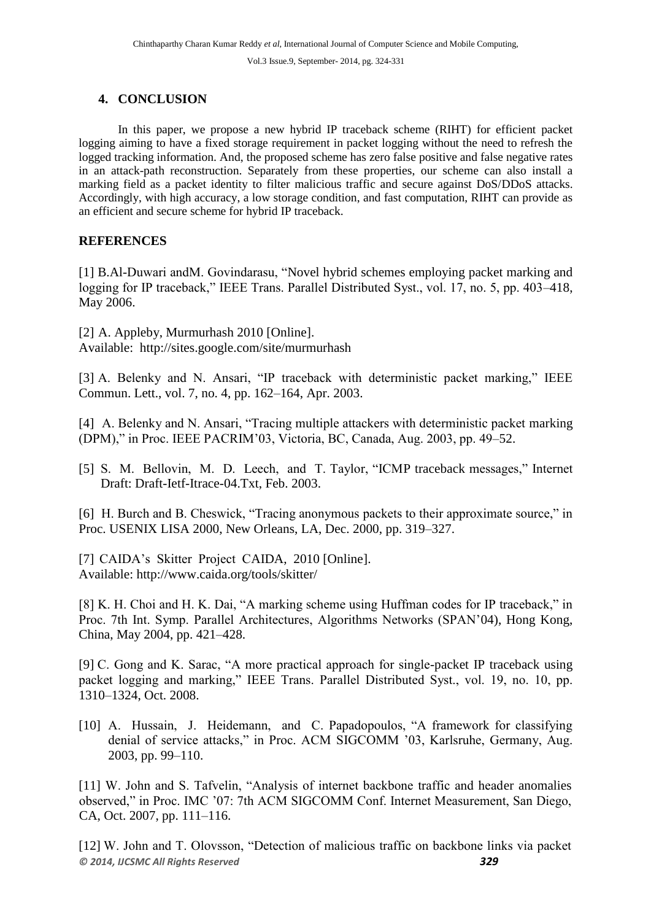## 4. CONCLUSION

In this paper, we propose a new hybrid IP traceback scheme (RIHT) for efficient packet logging aiming to have a fixed storage requirement in packet logging without the need to refresh the logged tracking information. And, the proposed scheme has zero false positive and false negative rates in an attack-path reconstruction. Separately from these properties, our scheme can also install a marking field as a packet identity to filter malicious traffic and secure against DoS/DDoS attacks. Accordingly, with high accuracy, a low storage condition, and fast computation, RIHT can provide as an efficient and secure scheme for hybrid IP traceback.

## REFERENCES

[1] B.Al-Duwari andM. Govindarasu, "Novel hybrid schemes employing packet marking and logging for IP traceback," IEEE Trans. Parallel Distributed Syst., vol. 17, no. 5, pp. 403–418, May 2006.

[2] A. Appleby, Murmurhash 2010 [Online]. Available: http://sites.google.com/site/murmurhash

[3] A. Belenky and N. Ansari, "IP traceback with deterministic packet marking," IEEE Commun. Lett., vol. 7, no. 4, pp. 162–164, Apr. 2003.

[4] A. Belenky and N. Ansari, "Tracing multiple attackers with deterministic packet marking (DPM)," in Proc. IEEE PACRIM'03, Victoria, BC, Canada, Aug. 2003, pp. 49–52.

[5] S. M. Bellovin, M. D. Leech, and T. Taylor, "ICMP traceback messages," Internet Draft: Draft-Ietf-Itrace-04.Txt, Feb. 2003.

[6] H. Burch and B. Cheswick, "Tracing anonymous packets to their approximate source," in Proc. USENIX LISA 2000, New Orleans, LA, Dec. 2000, pp. 319–327.

[7] CAIDA's Skitter Project CAIDA, 2010 [Online]. Available: http://www.caida.org/tools/skitter/

[8] K. H. Choi and H. K. Dai, "A marking scheme using Huffman codes for IP traceback," in Proc. 7th Int. Symp. Parallel Architectures, Algorithms Networks (SPAN'04), Hong Kong, China, May 2004, pp. 421–428.

[9] C. Gong and K. Sarac, "A more practical approach for single-packet IP traceback using packet logging and marking," IEEE Trans. Parallel Distributed Syst., vol. 19, no. 10, pp. 1310–1324, Oct. 2008.

[10] A. Hussain, J. Heidemann, and C. Papadopoulos, "A framework for classifying denial of service attacks," in Proc. ACM SIGCOMM '03, Karlsruhe, Germany, Aug. 2003, pp. 99–110.

[11] W. John and S. Tafvelin, "Analysis of internet backbone traffic and header anomalies observed," in Proc. IMC '07: 7th ACM SIGCOMM Conf. Internet Measurement, San Diego, CA, Oct. 2007, pp. 111–116.

[12] W. John and T. Olovsson, "Detection of malicious traffic on backbone links via packet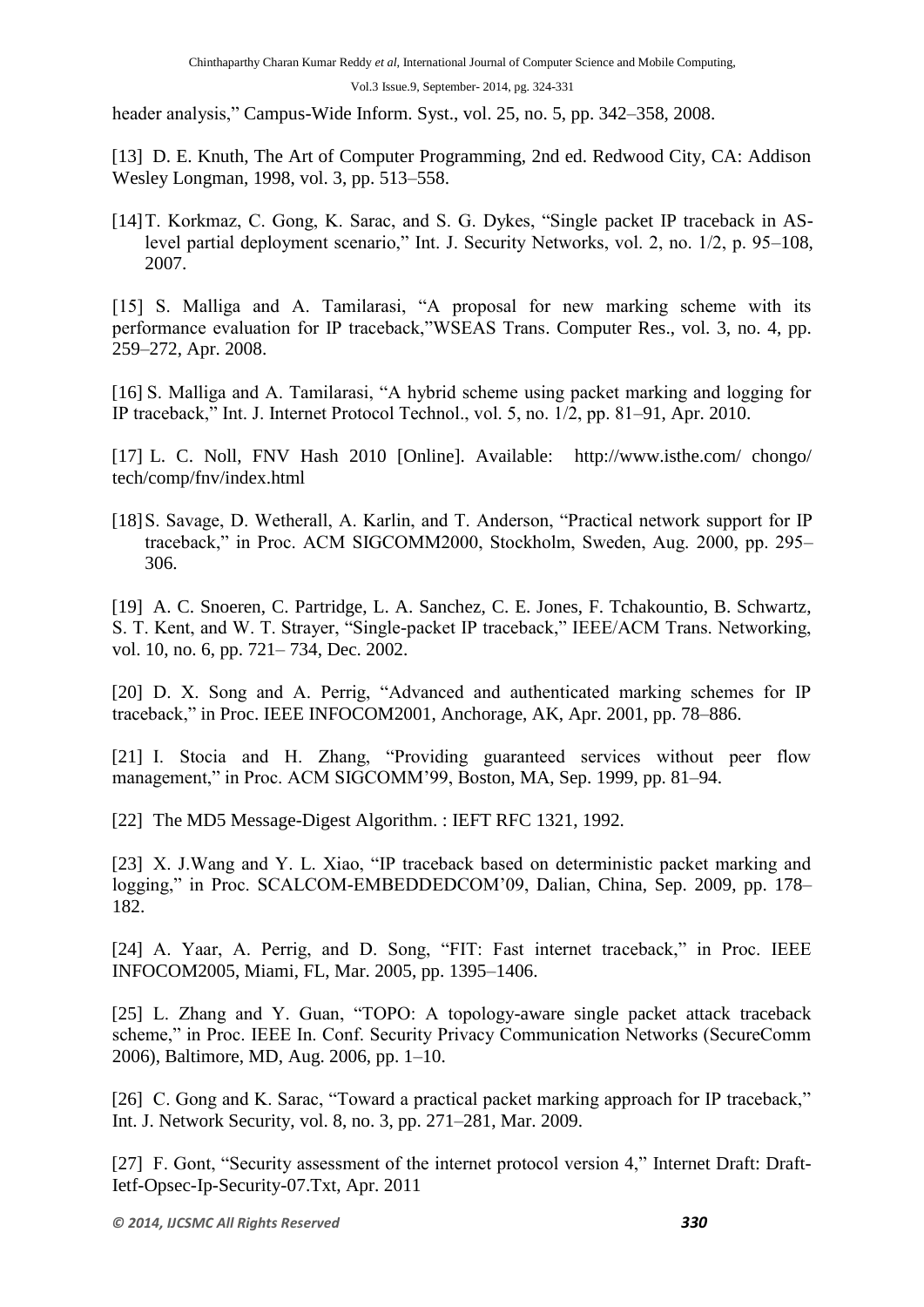header analysis," Campus-Wide Inform. Syst., vol. 25, no. 5, pp. 342–358, 2008.

[13] D. E. Knuth, The Art of Computer Programming, 2nd ed. Redwood City, CA: Addison Wesley Longman, 1998, vol. 3, pp. 513–558.

[14] T. Korkmaz, C. Gong, K. Sarac, and S. G. Dykes, "Single packet IP traceback in AS-level partial deployment scenario," Int. J. Security Networks, vol. 2, no. 1/2, p. 95–108, 2007.

[15] S. Malliga and A. Tamilarasi, "A proposal for new marking scheme with its performance evaluation for IP traceback,"WSEAS Trans. Computer Res., vol. 3, no. 4, pp. 259–272, Apr. 2008.

[16] S. Malliga and A. Tamilarasi, "A hybrid scheme using packet marking and logging for IP traceback," Int. J. Internet Protocol Technol., vol. 5, no. 1/2, pp. 81–91, Apr. 2010.

[17] L. C. Noll, FNV Hash 2010 [Online]. Available: http://www.isthe.com/ chongo/ tech/comp/fnv/index.html

[18] S. Savage, D. Wetherall, A. Karlin, and T. Anderson, "Practical network support for IP traceback," in Proc. ACM SIGCOMM2000, Stockholm, Sweden, Aug. 2000, pp. 295–306.

[19] A. C. Snoeren, C. Partridge, L. A. Sanchez, C. E. Jones, F. Tchakountio, B. Schwartz, S. T. Kent, and W. T. Strayer, "Single-packet IP traceback," IEEE/ACM Trans. Networking, vol. 10, no. 6, pp. 721– 734, Dec. 2002.

[20] D. X. Song and A. Perrig, "Advanced and authenticated marking schemes for IP traceback," in Proc. IEEE INFOCOM2001, Anchorage, AK, Apr. 2001, pp. 78–886.

[21] I. Stocia and H. Zhang, "Providing guaranteed services without peer flow management," in Proc. ACM SIGCOMM'99, Boston, MA, Sep. 1999, pp. 81–94.

[22] The MD5 Message-Digest Algorithm. : IEFT RFC 1321, 1992.

[23] X. J.Wang and Y. L. Xiao, "IP traceback based on deterministic packet marking and logging," in Proc. SCALCOM-EMBEDDEDCOM'09, Dalian, China, Sep. 2009, pp. 178–182.

[24] A. Yaar, A. Perrig, and D. Song, "FIT: Fast internet traceback," in Proc. IEEE INFOCOM2005, Miami, FL, Mar. 2005, pp. 1395–1406.

[25] L. Zhang and Y. Guan, "TOPO: A topology-aware single packet attack traceback scheme," in Proc. IEEE In. Conf. Security Privacy Communication Networks (SecureComm 2006), Baltimore, MD, Aug. 2006, pp. 1–10.

[26] C. Gong and K. Sarac, "Toward a practical packet marking approach for IP traceback," Int. J. Network Security, vol. 8, no. 3, pp. 271–281, Mar. 2009.

[27] F. Gont, "Security assessment of the internet protocol version 4," Internet Draft: Draft-Ietf-Opsec-Ip-Security-07.Txt, Apr. 2011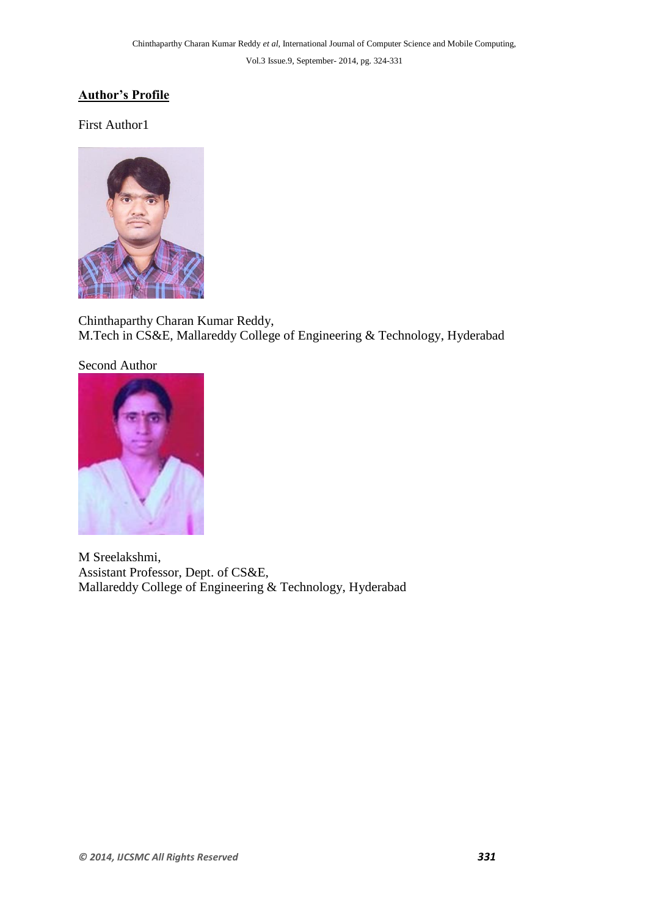## Author's Profile

First Author1

Chinthaparthy Charan Kumar Reddy,
M.Tech in CS&E, Mallareddy College of Engineering & Technology, Hyderabad

Second Author

M Sreelakshmi,
Assistant Professor, Dept. of CS&E,
Mallareddy College of Engineering & Technology, Hyderabad